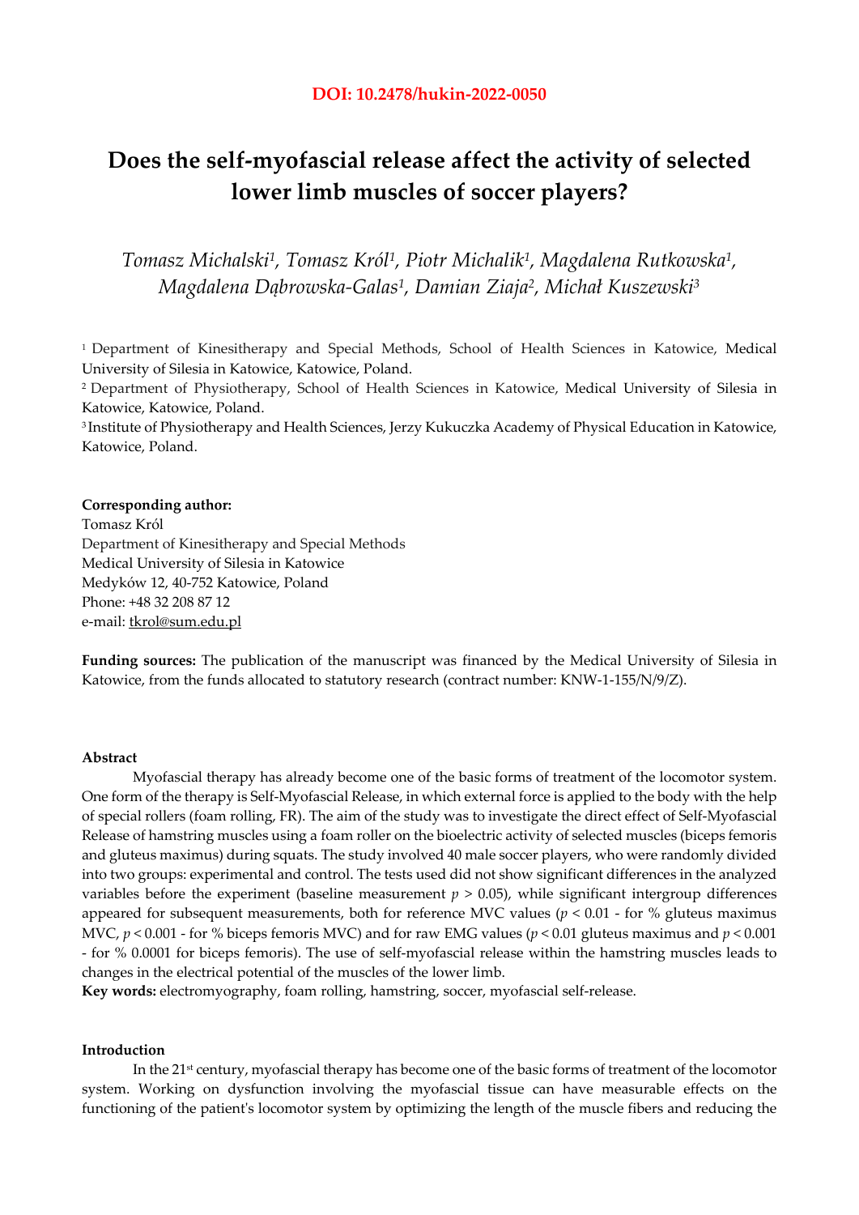**DOI: 10.2478/hukin-2022-0050**

# Does the self-myofascial release affect the activity of selected lower limb muscles of soccer players?

*Tomasz Michalski[1], Tomasz Król[1], Piotr Michalik[1], Magdalena Rutkowska[1], Magdalena Dąbrowska-Galas[1], Damian Ziaja[2], Michał Kuszewski[3]*

[1] Department of Kinesitherapy and Special Methods, School of Health Sciences in Katowice, Medical University of Silesia in Katowice, Katowice, Poland.

[2] Department of Physiotherapy, School of Health Sciences in Katowice, Medical University of Silesia in Katowice, Katowice, Poland.

[3] Institute of Physiotherapy and Health Sciences, Jerzy Kukuczka Academy of Physical Education in Katowice, Katowice, Poland.

**Corresponding author:**
Tomasz Król
Department of Kinesitherapy and Special Methods
Medical University of Silesia in Katowice
Medyków 12, 40-752 Katowice, Poland
Phone: +48 32 208 87 12
e-mail: tkrol@sum.edu.pl

**Funding sources:** The publication of the manuscript was financed by the Medical University of Silesia in Katowice, from the funds allocated to statutory research (contract number: KNW-1-155/N/9/Z).

### Abstract

Myofascial therapy has already become one of the basic forms of treatment of the locomotor system. One form of the therapy is Self-Myofascial Release, in which external force is applied to the body with the help of special rollers (foam rolling, FR). The aim of the study was to investigate the direct effect of Self-Myofascial Release of hamstring muscles using a foam roller on the bioelectric activity of selected muscles (biceps femoris and gluteus maximus) during squats. The study involved 40 male soccer players, who were randomly divided into two groups: experimental and control. The tests used did not show significant differences in the analyzed variables before the experiment (baseline measurement $p > 0.05$), while significant intergroup differences appeared for subsequent measurements, both for reference MVC values ($p < 0.01$ - for % gluteus maximus MVC, $p < 0.001$ - for % biceps femoris MVC) and for raw EMG values ($p < 0.01$ gluteus maximus and $p < 0.001$ - for % 0.0001 for biceps femoris). The use of self-myofascial release within the hamstring muscles leads to changes in the electrical potential of the muscles of the lower limb.

**Key words:** electromyography, foam rolling, hamstring, soccer, myofascial self-release.

### Introduction

In the 21st century, myofascial therapy has become one of the basic forms of treatment of the locomotor system. Working on dysfunction involving the myofascial tissue can have measurable effects on the functioning of the patient's locomotor system by optimizing the length of the muscle fibers and reducing the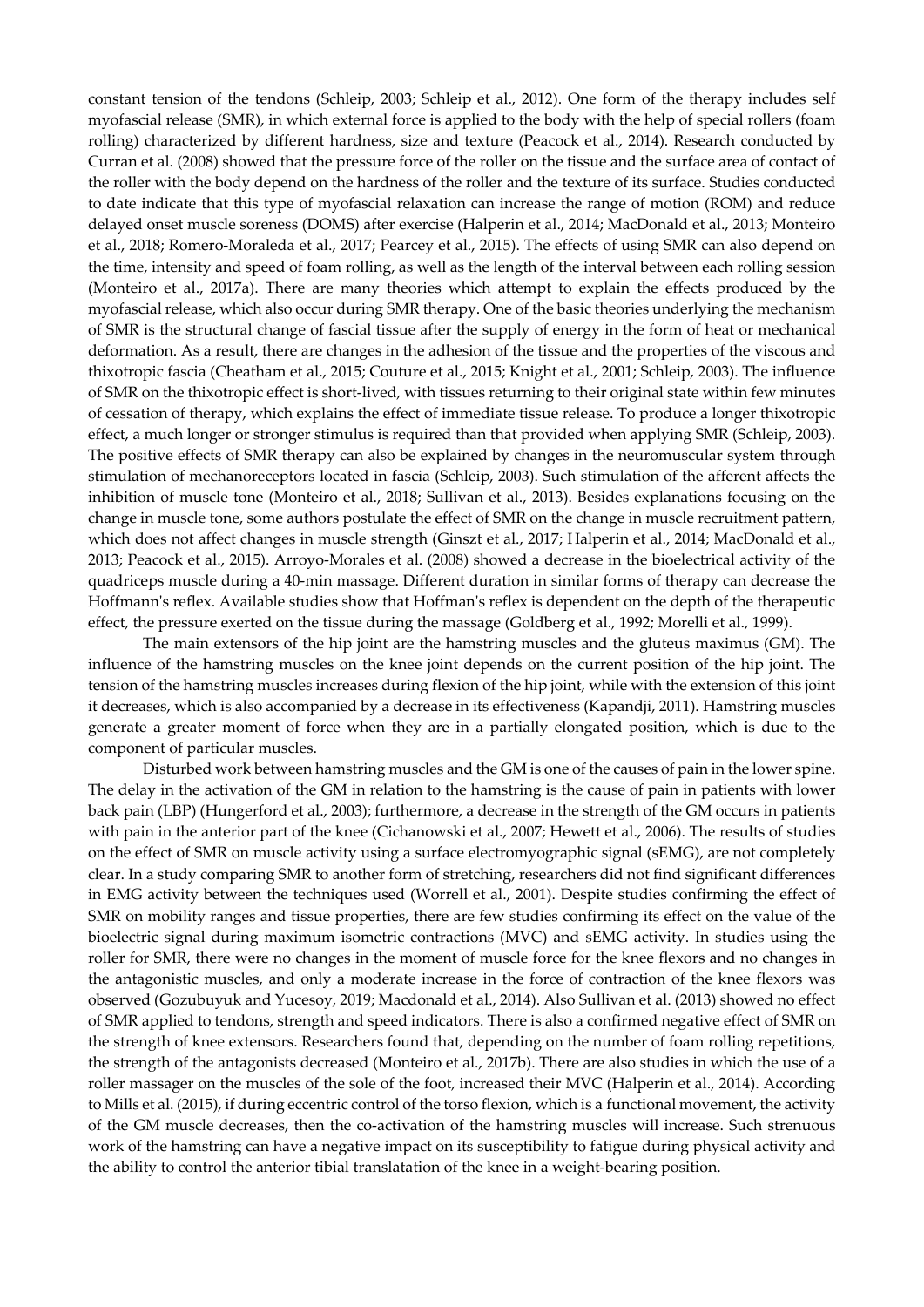constant tension of the tendons (Schleip, 2003; Schleip et al., 2012). One form of the therapy includes self myofascial release (SMR), in which external force is applied to the body with the help of special rollers (foam rolling) characterized by different hardness, size and texture (Peacock et al., 2014). Research conducted by Curran et al. (2008) showed that the pressure force of the roller on the tissue and the surface area of contact of the roller with the body depend on the hardness of the roller and the texture of its surface. Studies conducted to date indicate that this type of myofascial relaxation can increase the range of motion (ROM) and reduce delayed onset muscle soreness (DOMS) after exercise (Halperin et al., 2014; MacDonald et al., 2013; Monteiro et al., 2018; Romero-Moraleda et al., 2017; Pearcey et al., 2015). The effects of using SMR can also depend on the time, intensity and speed of foam rolling, as well as the length of the interval between each rolling session (Monteiro et al., 2017a). There are many theories which attempt to explain the effects produced by the myofascial release, which also occur during SMR therapy. One of the basic theories underlying the mechanism of SMR is the structural change of fascial tissue after the supply of energy in the form of heat or mechanical deformation. As a result, there are changes in the adhesion of the tissue and the properties of the viscous and thixotropic fascia (Cheatham et al., 2015; Couture et al., 2015; Knight et al., 2001; Schleip, 2003). The influence of SMR on the thixotropic effect is short-lived, with tissues returning to their original state within few minutes of cessation of therapy, which explains the effect of immediate tissue release. To produce a longer thixotropic effect, a much longer or stronger stimulus is required than that provided when applying SMR (Schleip, 2003). The positive effects of SMR therapy can also be explained by changes in the neuromuscular system through stimulation of mechanoreceptors located in fascia (Schleip, 2003). Such stimulation of the afferent affects the inhibition of muscle tone (Monteiro et al., 2018; Sullivan et al., 2013). Besides explanations focusing on the change in muscle tone, some authors postulate the effect of SMR on the change in muscle recruitment pattern, which does not affect changes in muscle strength (Ginszt et al., 2017; Halperin et al., 2014; MacDonald et al., 2013; Peacock et al., 2015). Arroyo-Morales et al. (2008) showed a decrease in the bioelectrical activity of the quadriceps muscle during a 40-min massage. Different duration in similar forms of therapy can decrease the Hoffmann's reflex. Available studies show that Hoffman's reflex is dependent on the depth of the therapeutic effect, the pressure exerted on the tissue during the massage (Goldberg et al., 1992; Morelli et al., 1999).

The main extensors of the hip joint are the hamstring muscles and the gluteus maximus (GM). The influence of the hamstring muscles on the knee joint depends on the current position of the hip joint. The tension of the hamstring muscles increases during flexion of the hip joint, while with the extension of this joint it decreases, which is also accompanied by a decrease in its effectiveness (Kapandji, 2011). Hamstring muscles generate a greater moment of force when they are in a partially elongated position, which is due to the component of particular muscles.

Disturbed work between hamstring muscles and the GM is one of the causes of pain in the lower spine. The delay in the activation of the GM in relation to the hamstring is the cause of pain in patients with lower back pain (LBP) (Hungerford et al., 2003); furthermore, a decrease in the strength of the GM occurs in patients with pain in the anterior part of the knee (Cichanowski et al., 2007; Hewett et al., 2006). The results of studies on the effect of SMR on muscle activity using a surface electromyographic signal (sEMG), are not completely clear. In a study comparing SMR to another form of stretching, researchers did not find significant differences in EMG activity between the techniques used (Worrell et al., 2001). Despite studies confirming the effect of SMR on mobility ranges and tissue properties, there are few studies confirming its effect on the value of the bioelectric signal during maximum isometric contractions (MVC) and sEMG activity. In studies using the roller for SMR, there were no changes in the moment of muscle force for the knee flexors and no changes in the antagonistic muscles, and only a moderate increase in the force of contraction of the knee flexors was observed (Gozubuyuk and Yucesoy, 2019; Macdonald et al., 2014). Also Sullivan et al. (2013) showed no effect of SMR applied to tendons, strength and speed indicators. There is also a confirmed negative effect of SMR on the strength of knee extensors. Researchers found that, depending on the number of foam rolling repetitions, the strength of the antagonists decreased (Monteiro et al., 2017b). There are also studies in which the use of a roller massager on the muscles of the sole of the foot, increased their MVC (Halperin et al., 2014). According to Mills et al. (2015), if during eccentric control of the torso flexion, which is a functional movement, the activity of the GM muscle decreases, then the co-activation of the hamstring muscles will increase. Such strenuous work of the hamstring can have a negative impact on its susceptibility to fatigue during physical activity and the ability to control the anterior tibial translatation of the knee in a weight-bearing position.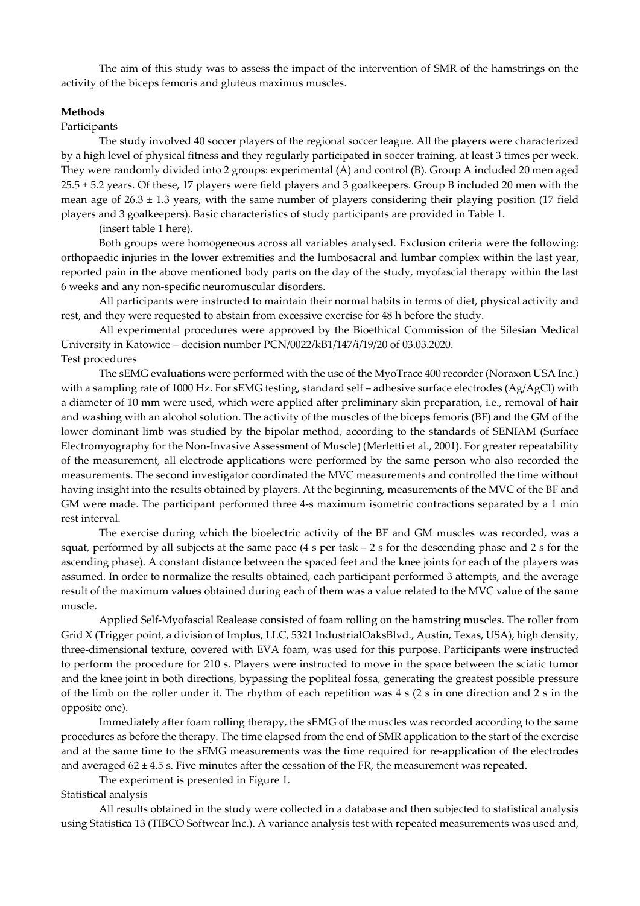The aim of this study was to assess the impact of the intervention of SMR of the hamstrings on the activity of the biceps femoris and gluteus maximus muscles.

## Methods

### Participants

The study involved 40 soccer players of the regional soccer league. All the players were characterized by a high level of physical fitness and they regularly participated in soccer training, at least 3 times per week. They were randomly divided into 2 groups: experimental (A) and control (B). Group A included 20 men aged 25.5 ± 5.2 years. Of these, 17 players were field players and 3 goalkeepers. Group B included 20 men with the mean age of 26.3 ± 1.3 years, with the same number of players considering their playing position (17 field players and 3 goalkeepers). Basic characteristics of study participants are provided in Table 1.

(insert table 1 here).

Both groups were homogeneous across all variables analysed. Exclusion criteria were the following: orthopaedic injuries in the lower extremities and the lumbosacral and lumbar complex within the last year, reported pain in the above mentioned body parts on the day of the study, myofascial therapy within the last 6 weeks and any non-specific neuromuscular disorders.

All participants were instructed to maintain their normal habits in terms of diet, physical activity and rest, and they were requested to abstain from excessive exercise for 48 h before the study.

All experimental procedures were approved by the Bioethical Commission of the Silesian Medical University in Katowice – decision number PCN/0022/kB1/147/i/19/20 of 03.03.2020.

### Test procedures

The sEMG evaluations were performed with the use of the MyoTrace 400 recorder (Noraxon USA Inc.) with a sampling rate of 1000 Hz. For sEMG testing, standard self – adhesive surface electrodes (Ag/AgCl) with a diameter of 10 mm were used, which were applied after preliminary skin preparation, i.e., removal of hair and washing with an alcohol solution. The activity of the muscles of the biceps femoris (BF) and the GM of the lower dominant limb was studied by the bipolar method, according to the standards of SENIAM (Surface Electromyography for the Non-Invasive Assessment of Muscle) (Merletti et al., 2001). For greater repeatability of the measurement, all electrode applications were performed by the same person who also recorded the measurements. The second investigator coordinated the MVC measurements and controlled the time without having insight into the results obtained by players. At the beginning, measurements of the MVC of the BF and GM were made. The participant performed three 4-s maximum isometric contractions separated by a 1 min rest interval.

The exercise during which the bioelectric activity of the BF and GM muscles was recorded, was a squat, performed by all subjects at the same pace (4 s per task – 2 s for the descending phase and 2 s for the ascending phase). A constant distance between the spaced feet and the knee joints for each of the players was assumed. In order to normalize the results obtained, each participant performed 3 attempts, and the average result of the maximum values obtained during each of them was a value related to the MVC value of the same muscle.

Applied Self-Myofascial Realease consisted of foam rolling on the hamstring muscles. The roller from Grid X (Trigger point, a division of Implus, LLC, 5321 IndustrialOaksBlvd., Austin, Texas, USA), high density, three-dimensional texture, covered with EVA foam, was used for this purpose. Participants were instructed to perform the procedure for 210 s. Players were instructed to move in the space between the sciatic tumor and the knee joint in both directions, bypassing the popliteal fossa, generating the greatest possible pressure of the limb on the roller under it. The rhythm of each repetition was 4 s (2 s in one direction and 2 s in the opposite one).

Immediately after foam rolling therapy, the sEMG of the muscles was recorded according to the same procedures as before the therapy. The time elapsed from the end of SMR application to the start of the exercise and at the same time to the sEMG measurements was the time required for re-application of the electrodes and averaged 62 ± 4.5 s. Five minutes after the cessation of the FR, the measurement was repeated.

The experiment is presented in Figure 1.

### Statistical analysis

All results obtained in the study were collected in a database and then subjected to statistical analysis using Statistica 13 (TIBCO Softwear Inc.). A variance analysis test with repeated measurements was used and,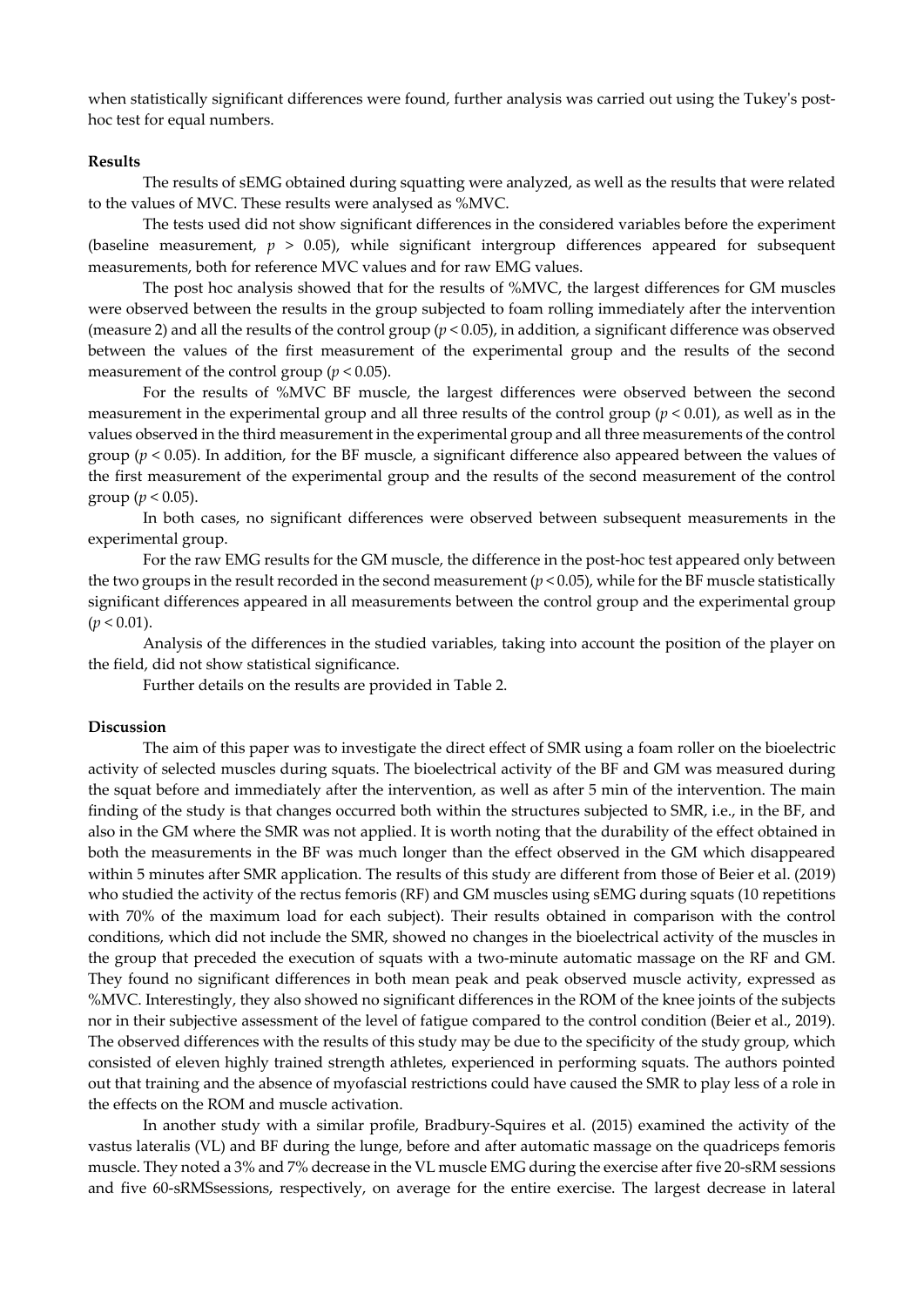when statistically significant differences were found, further analysis was carried out using the Tukey's post-hoc test for equal numbers.

**Results**

The results of sEMG obtained during squatting were analyzed, as well as the results that were related to the values of MVC. These results were analysed as %MVC.

The tests used did not show significant differences in the considered variables before the experiment (baseline measurement, $p > 0.05$), while significant intergroup differences appeared for subsequent measurements, both for reference MVC values and for raw EMG values.

The post hoc analysis showed that for the results of %MVC, the largest differences for GM muscles were observed between the results in the group subjected to foam rolling immediately after the intervention (measure 2) and all the results of the control group ($p < 0.05$), in addition, a significant difference was observed between the values of the first measurement of the experimental group and the results of the second measurement of the control group ($p < 0.05$).

For the results of %MVC BF muscle, the largest differences were observed between the second measurement in the experimental group and all three results of the control group ($p < 0.01$), as well as in the values observed in the third measurement in the experimental group and all three measurements of the control group ($p < 0.05$). In addition, for the BF muscle, a significant difference also appeared between the values of the first measurement of the experimental group and the results of the second measurement of the control group ($p < 0.05$).

In both cases, no significant differences were observed between subsequent measurements in the experimental group.

For the raw EMG results for the GM muscle, the difference in the post-hoc test appeared only between the two groups in the result recorded in the second measurement ($p < 0.05$), while for the BF muscle statistically significant differences appeared in all measurements between the control group and the experimental group ($p < 0.01$).

Analysis of the differences in the studied variables, taking into account the position of the player on the field, did not show statistical significance.

Further details on the results are provided in Table 2.

**Discussion**

The aim of this paper was to investigate the direct effect of SMR using a foam roller on the bioelectric activity of selected muscles during squats. The bioelectrical activity of the BF and GM was measured during the squat before and immediately after the intervention, as well as after 5 min of the intervention. The main finding of the study is that changes occurred both within the structures subjected to SMR, i.e., in the BF, and also in the GM where the SMR was not applied. It is worth noting that the durability of the effect obtained in both the measurements in the BF was much longer than the effect observed in the GM which disappeared within 5 minutes after SMR application. The results of this study are different from those of Beier et al. (2019) who studied the activity of the rectus femoris (RF) and GM muscles using sEMG during squats (10 repetitions with 70% of the maximum load for each subject). Their results obtained in comparison with the control conditions, which did not include the SMR, showed no changes in the bioelectrical activity of the muscles in the group that preceded the execution of squats with a two-minute automatic massage on the RF and GM. They found no significant differences in both mean peak and peak observed muscle activity, expressed as %MVC. Interestingly, they also showed no significant differences in the ROM of the knee joints of the subjects nor in their subjective assessment of the level of fatigue compared to the control condition (Beier et al., 2019). The observed differences with the results of this study may be due to the specificity of the study group, which consisted of eleven highly trained strength athletes, experienced in performing squats. The authors pointed out that training and the absence of myofascial restrictions could have caused the SMR to play less of a role in the effects on the ROM and muscle activation.

In another study with a similar profile, Bradbury-Squires et al. (2015) examined the activity of the vastus lateralis (VL) and BF during the lunge, before and after automatic massage on the quadriceps femoris muscle. They noted a 3% and 7% decrease in the VL muscle EMG during the exercise after five 20-sRM sessions and five 60-sRMSsessions, respectively, on average for the entire exercise. The largest decrease in lateral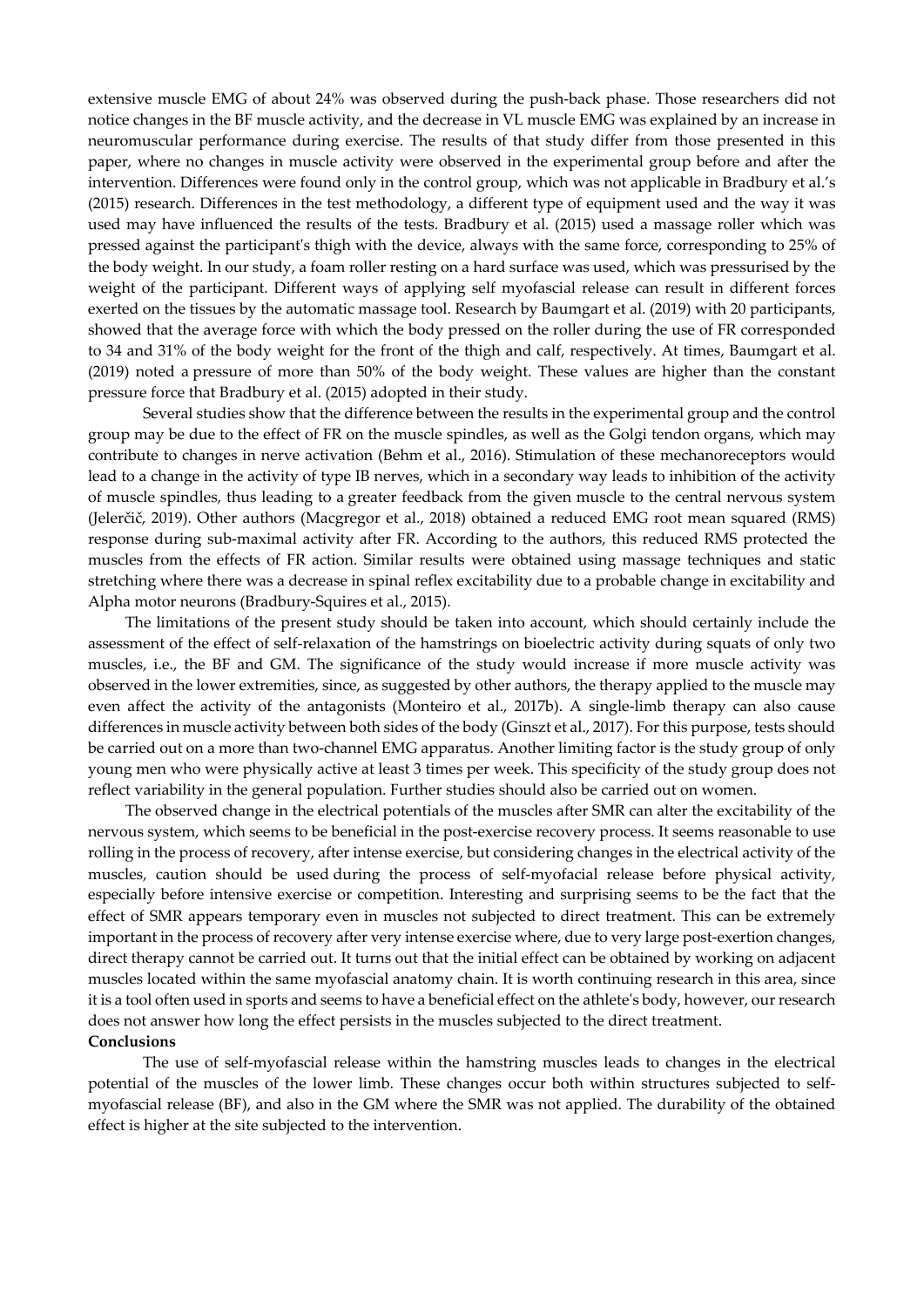extensive muscle EMG of about 24% was observed during the push-back phase. Those researchers did not notice changes in the BF muscle activity, and the decrease in VL muscle EMG was explained by an increase in neuromuscular performance during exercise. The results of that study differ from those presented in this paper, where no changes in muscle activity were observed in the experimental group before and after the intervention. Differences were found only in the control group, which was not applicable in Bradbury et al.'s (2015) research. Differences in the test methodology, a different type of equipment used and the way it was used may have influenced the results of the tests. Bradbury et al. (2015) used a massage roller which was pressed against the participant's thigh with the device, always with the same force, corresponding to 25% of the body weight. In our study, a foam roller resting on a hard surface was used, which was pressurised by the weight of the participant. Different ways of applying self myofascial release can result in different forces exerted on the tissues by the automatic massage tool. Research by Baumgart et al. (2019) with 20 participants, showed that the average force with which the body pressed on the roller during the use of FR corresponded to 34 and 31% of the body weight for the front of the thigh and calf, respectively. At times, Baumgart et al. (2019) noted a pressure of more than 50% of the body weight. These values are higher than the constant pressure force that Bradbury et al. (2015) adopted in their study.

Several studies show that the difference between the results in the experimental group and the control group may be due to the effect of FR on the muscle spindles, as well as the Golgi tendon organs, which may contribute to changes in nerve activation (Behm et al., 2016). Stimulation of these mechanoreceptors would lead to a change in the activity of type IB nerves, which in a secondary way leads to inhibition of the activity of muscle spindles, thus leading to a greater feedback from the given muscle to the central nervous system (Jelerčič, 2019). Other authors (Macgregor et al., 2018) obtained a reduced EMG root mean squared (RMS) response during sub-maximal activity after FR. According to the authors, this reduced RMS protected the muscles from the effects of FR action. Similar results were obtained using massage techniques and static stretching where there was a decrease in spinal reflex excitability due to a probable change in excitability and Alpha motor neurons (Bradbury-Squires et al., 2015).

The limitations of the present study should be taken into account, which should certainly include the assessment of the effect of self-relaxation of the hamstrings on bioelectric activity during squats of only two muscles, i.e., the BF and GM. The significance of the study would increase if more muscle activity was observed in the lower extremities, since, as suggested by other authors, the therapy applied to the muscle may even affect the activity of the antagonists (Monteiro et al., 2017b). A single-limb therapy can also cause differences in muscle activity between both sides of the body (Ginszt et al., 2017). For this purpose, tests should be carried out on a more than two-channel EMG apparatus. Another limiting factor is the study group of only young men who were physically active at least 3 times per week. This specificity of the study group does not reflect variability in the general population. Further studies should also be carried out on women.

The observed change in the electrical potentials of the muscles after SMR can alter the excitability of the nervous system, which seems to be beneficial in the post-exercise recovery process. It seems reasonable to use rolling in the process of recovery, after intense exercise, but considering changes in the electrical activity of the muscles, caution should be used during the process of self-myofacial release before physical activity, especially before intensive exercise or competition. Interesting and surprising seems to be the fact that the effect of SMR appears temporary even in muscles not subjected to direct treatment. This can be extremely important in the process of recovery after very intense exercise where, due to very large post-exertion changes, direct therapy cannot be carried out. It turns out that the initial effect can be obtained by working on adjacent muscles located within the same myofascial anatomy chain. It is worth continuing research in this area, since it is a tool often used in sports and seems to have a beneficial effect on the athlete's body, however, our research does not answer how long the effect persists in the muscles subjected to the direct treatment.

## Conclusions

The use of self-myofascial release within the hamstring muscles leads to changes in the electrical potential of the muscles of the lower limb. These changes occur both within structures subjected to self-myofascial release (BF), and also in the GM where the SMR was not applied. The durability of the obtained effect is higher at the site subjected to the intervention.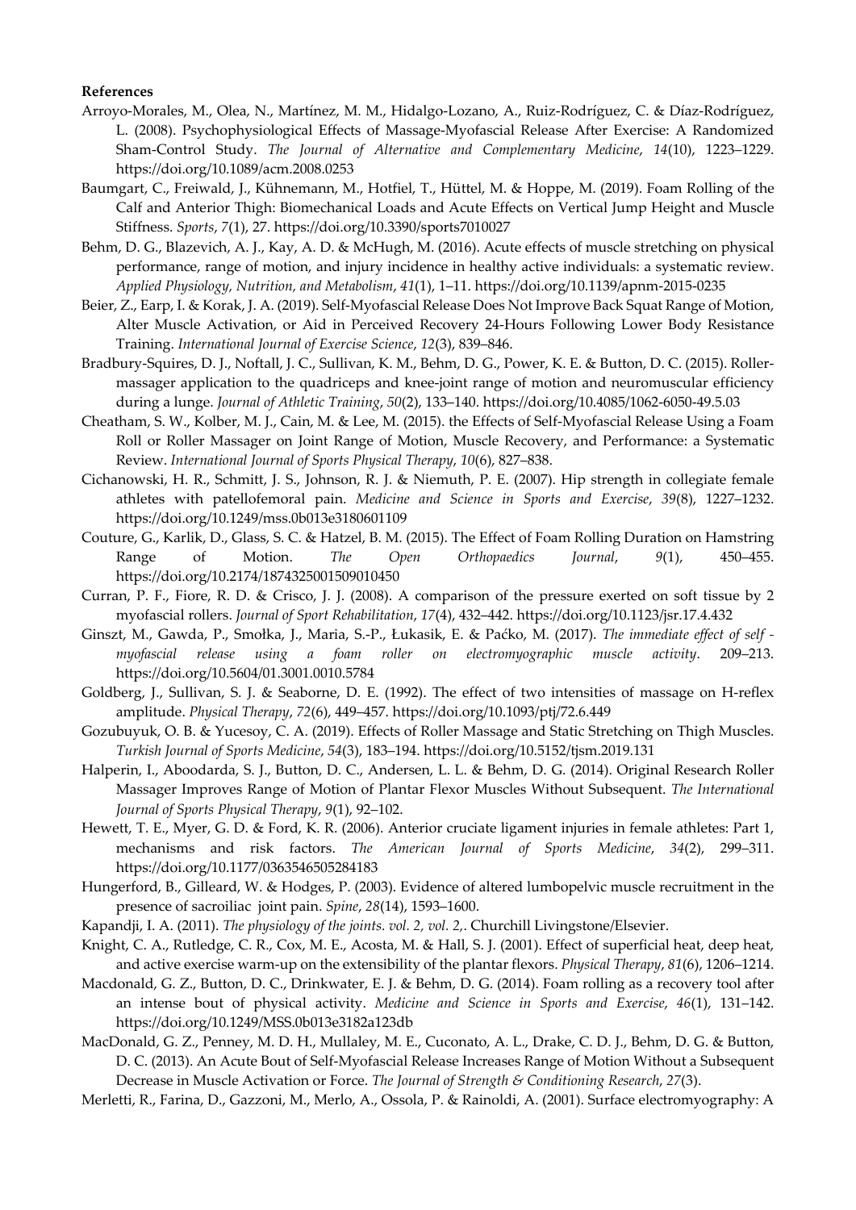**References**

Arroyo-Morales, M., Olea, N., Martínez, M. M., Hidalgo-Lozano, A., Ruiz-Rodríguez, C. & Díaz-Rodríguez, L. (2008). Psychophysiological Effects of Massage-Myofascial Release After Exercise: A Randomized Sham-Control Study. *The Journal of Alternative and Complementary Medicine*, *14*(10), 1223–1229. https://doi.org/10.1089/acm.2008.0253

Baumgart, C., Freiwald, J., Kühnemann, M., Hotfiel, T., Hüttel, M. & Hoppe, M. (2019). Foam Rolling of the Calf and Anterior Thigh: Biomechanical Loads and Acute Effects on Vertical Jump Height and Muscle Stiffness. *Sports*, *7*(1), 27. https://doi.org/10.3390/sports7010027

Behm, D. G., Blazevich, A. J., Kay, A. D. & McHugh, M. (2016). Acute effects of muscle stretching on physical performance, range of motion, and injury incidence in healthy active individuals: a systematic review. *Applied Physiology, Nutrition, and Metabolism*, *41*(1), 1–11. https://doi.org/10.1139/apnm-2015-0235

Beier, Z., Earp, I. & Korak, J. A. (2019). Self-Myofascial Release Does Not Improve Back Squat Range of Motion, Alter Muscle Activation, or Aid in Perceived Recovery 24-Hours Following Lower Body Resistance Training. *International Journal of Exercise Science*, *12*(3), 839–846.

Bradbury-Squires, D. J., Noftall, J. C., Sullivan, K. M., Behm, D. G., Power, K. E. & Button, D. C. (2015). Roller-massager application to the quadriceps and knee-joint range of motion and neuromuscular efficiency during a lunge. *Journal of Athletic Training*, *50*(2), 133–140. https://doi.org/10.4085/1062-6050-49.5.03

Cheatham, S. W., Kolber, M. J., Cain, M. & Lee, M. (2015). the Effects of Self-Myofascial Release Using a Foam Roll or Roller Massager on Joint Range of Motion, Muscle Recovery, and Performance: a Systematic Review. *International Journal of Sports Physical Therapy*, *10*(6), 827–838.

Cichanowski, H. R., Schmitt, J. S., Johnson, R. J. & Niemuth, P. E. (2007). Hip strength in collegiate female athletes with patellofemoral pain. *Medicine and Science in Sports and Exercise*, *39*(8), 1227–1232. https://doi.org/10.1249/mss.0b013e3180601109

Couture, G., Karlik, D., Glass, S. C. & Hatzel, B. M. (2015). The Effect of Foam Rolling Duration on Hamstring Range of Motion. *The Open Orthopaedics Journal*, *9*(1), 450–455. https://doi.org/10.2174/1874325001509010450

Curran, P. F., Fiore, R. D. & Crisco, J. J. (2008). A comparison of the pressure exerted on soft tissue by 2 myofascial rollers. *Journal of Sport Rehabilitation*, *17*(4), 432–442. https://doi.org/10.1123/jsr.17.4.432

Ginszt, M., Gawda, P., Smołka, J., Maria, S.-P., Łukasik, E. & Paćko, M. (2017). *The immediate effect of self - myofascial release using a foam roller on electromyographic muscle activity*. 209–213. https://doi.org/10.5604/01.3001.0010.5784

Goldberg, J., Sullivan, S. J. & Seaborne, D. E. (1992). The effect of two intensities of massage on H-reflex amplitude. *Physical Therapy*, *72*(6), 449–457. https://doi.org/10.1093/ptj/72.6.449

Gozubuyuk, O. B. & Yucesoy, C. A. (2019). Effects of Roller Massage and Static Stretching on Thigh Muscles. *Turkish Journal of Sports Medicine*, *54*(3), 183–194. https://doi.org/10.5152/tjsm.2019.131

Halperin, I., Aboodarda, S. J., Button, D. C., Andersen, L. L. & Behm, D. G. (2014). Original Research Roller Massager Improves Range of Motion of Plantar Flexor Muscles Without Subsequent. *The International Journal of Sports Physical Therapy*, *9*(1), 92–102.

Hewett, T. E., Myer, G. D. & Ford, K. R. (2006). Anterior cruciate ligament injuries in female athletes: Part 1, mechanisms and risk factors. *The American Journal of Sports Medicine*, *34*(2), 299–311. https://doi.org/10.1177/0363546505284183

Hungerford, B., Gilleard, W. & Hodges, P. (2003). Evidence of altered lumbopelvic muscle recruitment in the presence of sacroiliac joint pain. *Spine*, *28*(14), 1593–1600.

Kapandji, I. A. (2011). *The physiology of the joints. vol. 2, vol. 2,*. Churchill Livingstone/Elsevier.

Knight, C. A., Rutledge, C. R., Cox, M. E., Acosta, M. & Hall, S. J. (2001). Effect of superficial heat, deep heat, and active exercise warm-up on the extensibility of the plantar flexors. *Physical Therapy*, *81*(6), 1206–1214.

Macdonald, G. Z., Button, D. C., Drinkwater, E. J. & Behm, D. G. (2014). Foam rolling as a recovery tool after an intense bout of physical activity. *Medicine and Science in Sports and Exercise*, *46*(1), 131–142. https://doi.org/10.1249/MSS.0b013e3182a123db

MacDonald, G. Z., Penney, M. D. H., Mullaley, M. E., Cuconato, A. L., Drake, C. D. J., Behm, D. G. & Button, D. C. (2013). An Acute Bout of Self-Myofascial Release Increases Range of Motion Without a Subsequent Decrease in Muscle Activation or Force. *The Journal of Strength & Conditioning Research*, *27*(3).

Merletti, R., Farina, D., Gazzoni, M., Merlo, A., Ossola, P. & Rainoldi, A. (2001). Surface electromyography: A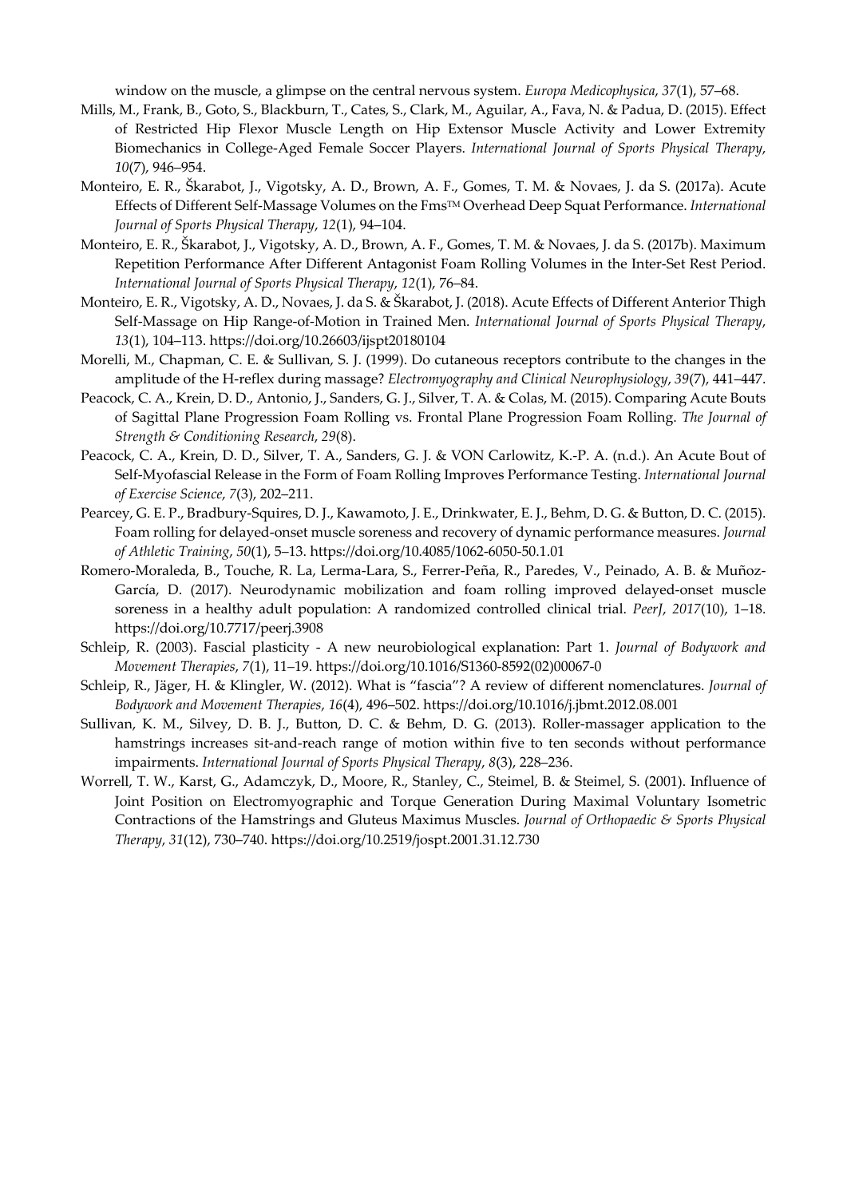window on the muscle, a glimpse on the central nervous system. *Europa Medicophysica*, *37*(1), 57–68.

Mills, M., Frank, B., Goto, S., Blackburn, T., Cates, S., Clark, M., Aguilar, A., Fava, N. & Padua, D. (2015). Effect of Restricted Hip Flexor Muscle Length on Hip Extensor Muscle Activity and Lower Extremity Biomechanics in College-Aged Female Soccer Players. *International Journal of Sports Physical Therapy*, *10*(7), 946–954.

Monteiro, E. R., Škarabot, J., Vigotsky, A. D., Brown, A. F., Gomes, T. M. & Novaes, J. da S. (2017a). Acute Effects of Different Self-Massage Volumes on the Fms™ Overhead Deep Squat Performance. *International Journal of Sports Physical Therapy*, *12*(1), 94–104.

Monteiro, E. R., Škarabot, J., Vigotsky, A. D., Brown, A. F., Gomes, T. M. & Novaes, J. da S. (2017b). Maximum Repetition Performance After Different Antagonist Foam Rolling Volumes in the Inter-Set Rest Period. *International Journal of Sports Physical Therapy*, *12*(1), 76–84.

Monteiro, E. R., Vigotsky, A. D., Novaes, J. da S. & Škarabot, J. (2018). Acute Effects of Different Anterior Thigh Self-Massage on Hip Range-of-Motion in Trained Men. *International Journal of Sports Physical Therapy*, *13*(1), 104–113. https://doi.org/10.26603/ijspt20180104

Morelli, M., Chapman, C. E. & Sullivan, S. J. (1999). Do cutaneous receptors contribute to the changes in the amplitude of the H-reflex during massage? *Electromyography and Clinical Neurophysiology*, *39*(7), 441–447.

Peacock, C. A., Krein, D. D., Antonio, J., Sanders, G. J., Silver, T. A. & Colas, M. (2015). Comparing Acute Bouts of Sagittal Plane Progression Foam Rolling vs. Frontal Plane Progression Foam Rolling. *The Journal of Strength & Conditioning Research*, *29*(8).

Peacock, C. A., Krein, D. D., Silver, T. A., Sanders, G. J. & VON Carlowitz, K.-P. A. (n.d.). An Acute Bout of Self-Myofascial Release in the Form of Foam Rolling Improves Performance Testing. *International Journal of Exercise Science*, *7*(3), 202–211.

Pearcey, G. E. P., Bradbury-Squires, D. J., Kawamoto, J. E., Drinkwater, E. J., Behm, D. G. & Button, D. C. (2015). Foam rolling for delayed-onset muscle soreness and recovery of dynamic performance measures. *Journal of Athletic Training*, *50*(1), 5–13. https://doi.org/10.4085/1062-6050-50.1.01

Romero-Moraleda, B., Touche, R. La, Lerma-Lara, S., Ferrer-Peña, R., Paredes, V., Peinado, A. B. & Muñoz-García, D. (2017). Neurodynamic mobilization and foam rolling improved delayed-onset muscle soreness in a healthy adult population: A randomized controlled clinical trial. *PeerJ*, *2017*(10), 1–18. https://doi.org/10.7717/peerj.3908

Schleip, R. (2003). Fascial plasticity - A new neurobiological explanation: Part 1. *Journal of Bodywork and Movement Therapies*, *7*(1), 11–19. https://doi.org/10.1016/S1360-8592(02)00067-0

Schleip, R., Jäger, H. & Klingler, W. (2012). What is "fascia"? A review of different nomenclatures. *Journal of Bodywork and Movement Therapies*, *16*(4), 496–502. https://doi.org/10.1016/j.jbmt.2012.08.001

Sullivan, K. M., Silvey, D. B. J., Button, D. C. & Behm, D. G. (2013). Roller-massager application to the hamstrings increases sit-and-reach range of motion within five to ten seconds without performance impairments. *International Journal of Sports Physical Therapy*, *8*(3), 228–236.

Worrell, T. W., Karst, G., Adamczyk, D., Moore, R., Stanley, C., Steimel, B. & Steimel, S. (2001). Influence of Joint Position on Electromyographic and Torque Generation During Maximal Voluntary Isometric Contractions of the Hamstrings and Gluteus Maximus Muscles. *Journal of Orthopaedic & Sports Physical Therapy*, *31*(12), 730–740. https://doi.org/10.2519/jospt.2001.31.12.730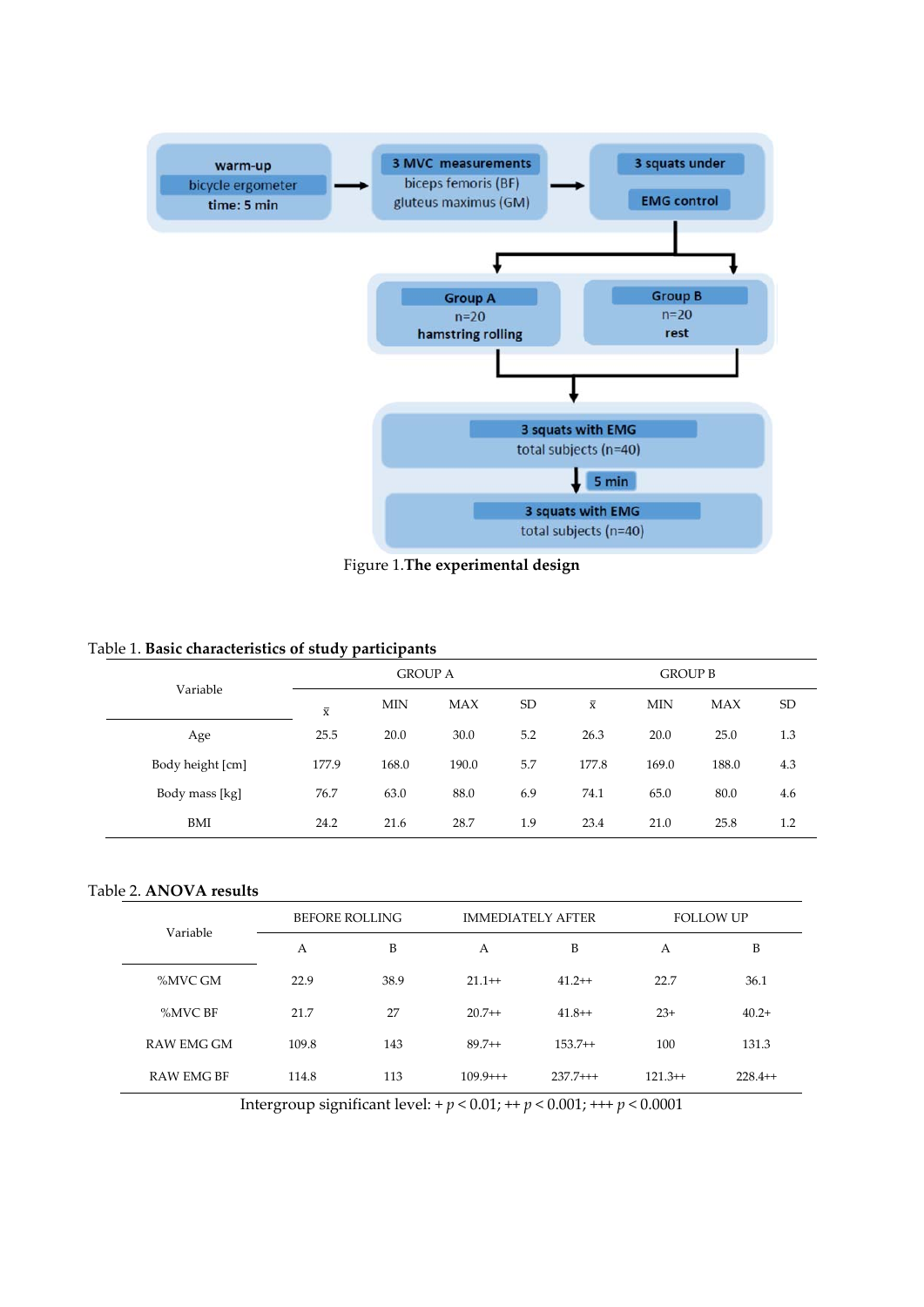warm-up
bicycle ergometer
time: 5 min

3 MVC measurements
biceps femoris (BF)
gluteus maximus (GM)

3 squats under
EMG control

Group A
n=20
hamstring rolling

Group B
n=20
rest

3 squats with EMG
total subjects (n=40)

5 min

3 squats with EMG
total subjects (n=40)

Figure 1. **The experimental design**

Table 1. **Basic characteristics of study participants**

| Variable | GROUP A | | | | GROUP B | | | |
|---|---|---|---|---|---|---|---|---|
| | $\bar{x}$ | MIN | MAX | SD | $\bar{x}$ | MIN | MAX | SD |
| Age | 25.5 | 20.0 | 30.0 | 5.2 | 26.3 | 20.0 | 25.0 | 1.3 |
| Body height [cm] | 177.9 | 168.0 | 190.0 | 5.7 | 177.8 | 169.0 | 188.0 | 4.3 |
| Body mass [kg] | 76.7 | 63.0 | 88.0 | 6.9 | 74.1 | 65.0 | 80.0 | 4.6 |
| BMI | 24.2 | 21.6 | 28.7 | 1.9 | 23.4 | 21.0 | 25.8 | 1.2 |

Table 2. **ANOVA results**

| Variable | BEFORE ROLLING | | IMMEDIATELY AFTER | | FOLLOW UP | |
|---|---|---|---|---|---|---|
| | A | B | A | B | A | B |
| %MVC GM | 22.9 | 38.9 | 21.1++ | 41.2++ | 22.7 | 36.1 |
| %MVC BF | 21.7 | 27 | 20.7++ | 41.8++ | 23+ | 40.2+ |
| RAW EMG GM | 109.8 | 143 | 89.7++ | 153.7++ | 100 | 131.3 |
| RAW EMG BF | 114.8 | 113 | 109.9+++ | 237.7+++ | 121.3++ | 228.4++ |

Intergroup significant level: + $p < 0.01$; ++ $p < 0.001$; +++ $p < 0.0001$